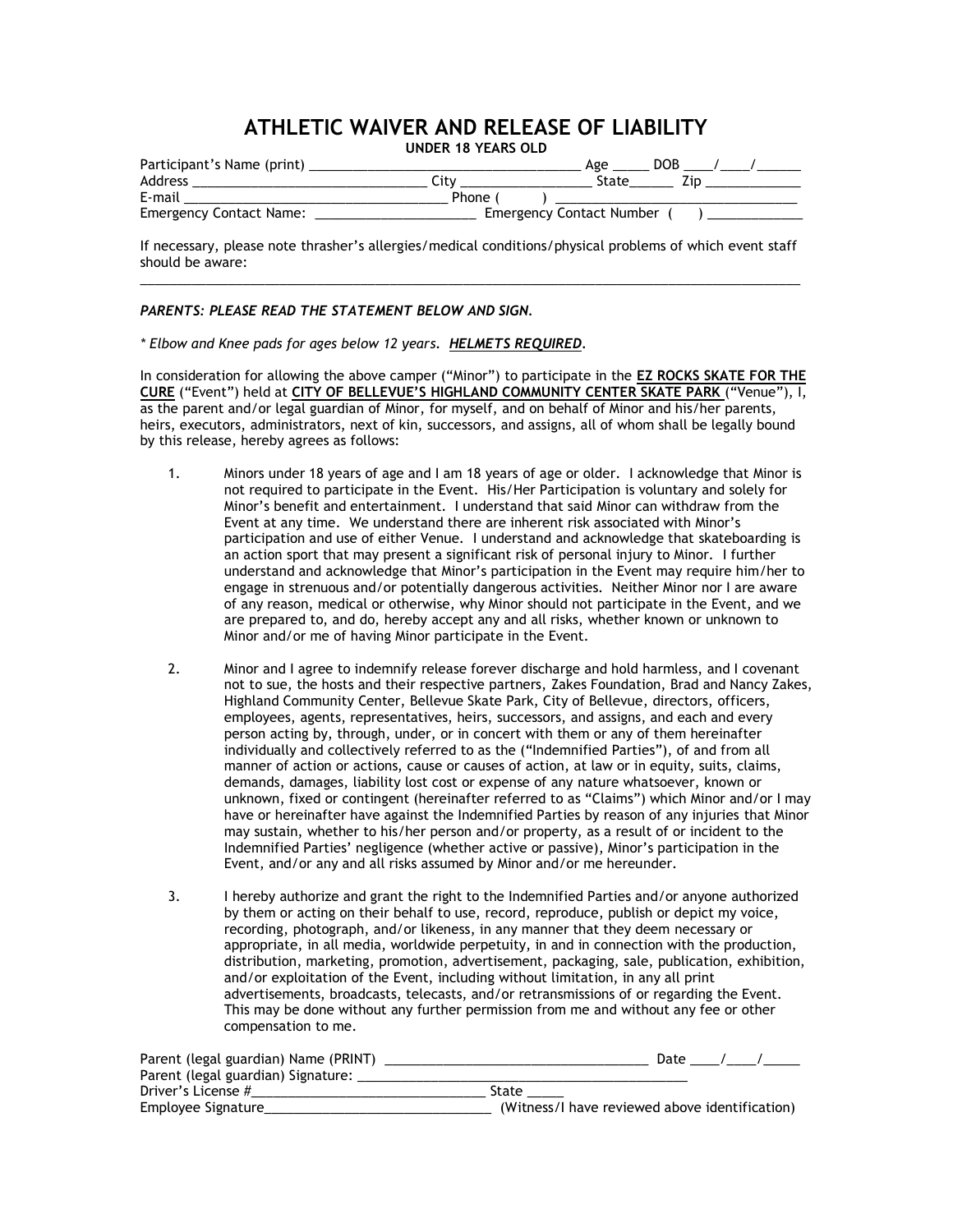# ATHLETIC WAIVER AND RELEASE OF LIABILITY

**UNDER 18 YEARS OLD**

Participant's Name (print) ______________________________________ Age _____ DOB ____/____/______
Address _________________________________ City _________________ State______ Zip ____________
E-mail ___________________________________ Phone ( ) _________________________________
Emergency Contact Name: _____________________ Emergency Contact Number ( ) ____________

If necessary, please note thrasher's allergies/medical conditions/physical problems of which event staff should be aware:
_____________________________________________________________________________________________

***PARENTS: PLEASE READ THE STATEMENT BELOW AND SIGN.***

*\* Elbow and Knee pads for ages below 12 years. **HELMETS REQUIRED**.*

In consideration for allowing the above camper ("Minor") to participate in the **EZ ROCKS SKATE FOR THE CURE** ("Event") held at **CITY OF BELLEVUE'S HIGHLAND COMMUNITY CENTER SKATE PARK** ("Venue"), I, as the parent and/or legal guardian of Minor, for myself, and on behalf of Minor and his/her parents, heirs, executors, administrators, next of kin, successors, and assigns, all of whom shall be legally bound by this release, hereby agrees as follows:

1. Minors under 18 years of age and I am 18 years of age or older. I acknowledge that Minor is not required to participate in the Event. His/Her Participation is voluntary and solely for Minor's benefit and entertainment. I understand that said Minor can withdraw from the Event at any time. We understand there are inherent risk associated with Minor's participation and use of either Venue. I understand and acknowledge that skateboarding is an action sport that may present a significant risk of personal injury to Minor. I further understand and acknowledge that Minor's participation in the Event may require him/her to engage in strenuous and/or potentially dangerous activities. Neither Minor nor I are aware of any reason, medical or otherwise, why Minor should not participate in the Event, and we are prepared to, and do, hereby accept any and all risks, whether known or unknown to Minor and/or me of having Minor participate in the Event.

2. Minor and I agree to indemnify release forever discharge and hold harmless, and I covenant not to sue, the hosts and their respective partners, Zakes Foundation, Brad and Nancy Zakes, Highland Community Center, Bellevue Skate Park, City of Bellevue, directors, officers, employees, agents, representatives, heirs, successors, and assigns, and each and every person acting by, through, under, or in concert with them or any of them hereinafter individually and collectively referred to as the ("Indemnified Parties"), of and from all manner of action or actions, cause or causes of action, at law or in equity, suits, claims, demands, damages, liability lost cost or expense of any nature whatsoever, known or unknown, fixed or contingent (hereinafter referred to as "Claims") which Minor and/or I may have or hereinafter have against the Indemnified Parties by reason of any injuries that Minor may sustain, whether to his/her person and/or property, as a result of or incident to the Indemnified Parties' negligence (whether active or passive), Minor's participation in the Event, and/or any and all risks assumed by Minor and/or me hereunder.

3. I hereby authorize and grant the right to the Indemnified Parties and/or anyone authorized by them or acting on their behalf to use, record, reproduce, publish or depict my voice, recording, photograph, and/or likeness, in any manner that they deem necessary or appropriate, in all media, worldwide perpetuity, in and in connection with the production, distribution, marketing, promotion, advertisement, packaging, sale, publication, exhibition, and/or exploitation of the Event, including without limitation, in any all print advertisements, broadcasts, telecasts, and/or retransmissions of or regarding the Event. This may be done without any further permission from me and without any fee or other compensation to me.

Parent (legal guardian) Name (PRINT) ___________________________________ Date ____/____/_____
Parent (legal guardian) Signature: ____________________________________________
Driver's License #_______________________________ State _____
Employee Signature_______________________________ (Witness/I have reviewed above identification)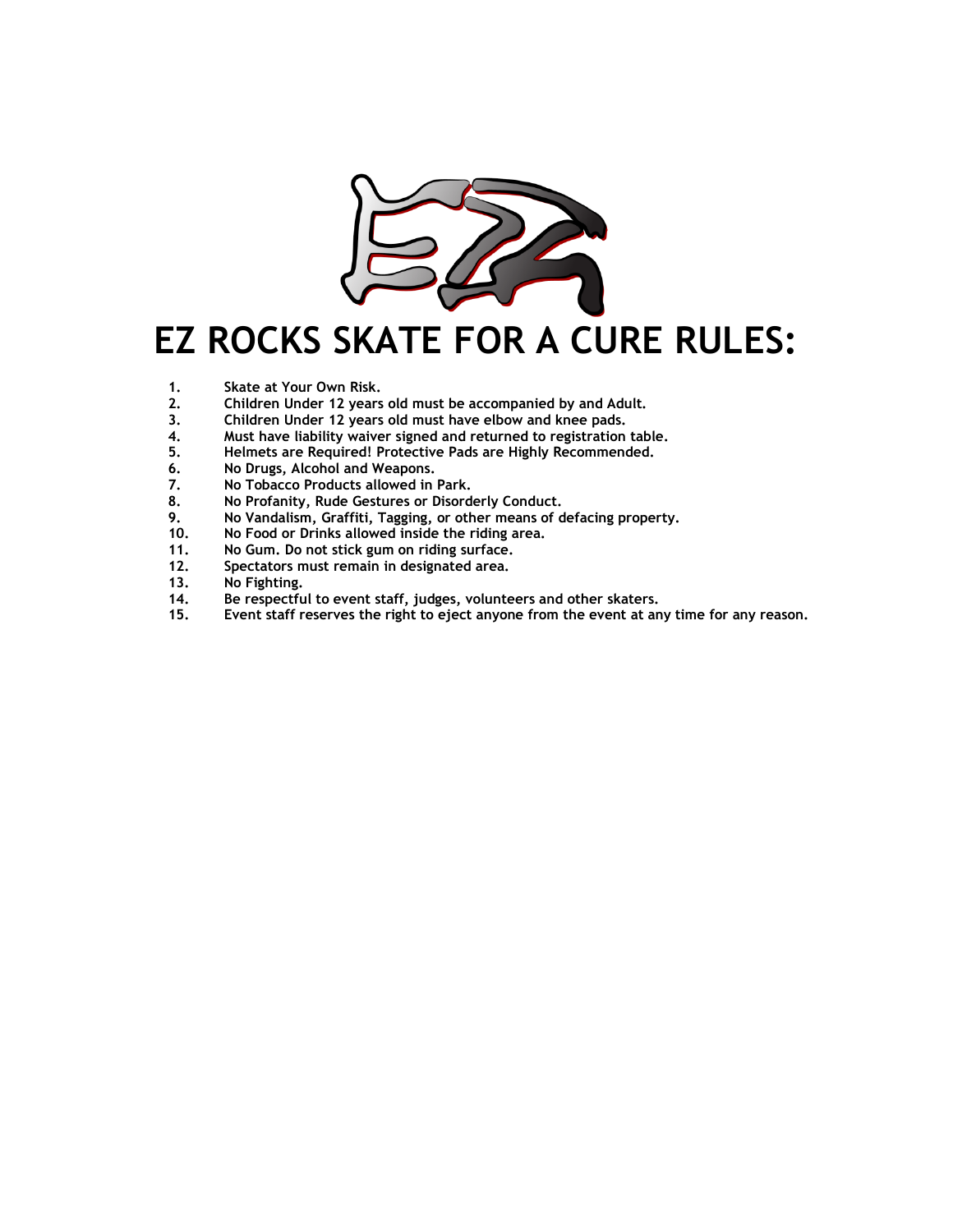# EZ ROCKS SKATE FOR A CURE RULES:

1. **Skate at Your Own Risk.**
2. **Children Under 12 years old must be accompanied by and Adult.**
3. **Children Under 12 years old must have elbow and knee pads.**
4. **Must have liability waiver signed and returned to registration table.**
5. **Helmets are Required! Protective Pads are Highly Recommended.**
6. **No Drugs, Alcohol and Weapons.**
7. **No Tobacco Products allowed in Park.**
8. **No Profanity, Rude Gestures or Disorderly Conduct.**
9. **No Vandalism, Graffiti, Tagging, or other means of defacing property.**
10. **No Food or Drinks allowed inside the riding area.**
11. **No Gum. Do not stick gum on riding surface.**
12. **Spectators must remain in designated area.**
13. **No Fighting.**
14. **Be respectful to event staff, judges, volunteers and other skaters.**
15. **Event staff reserves the right to eject anyone from the event at any time for any reason.**